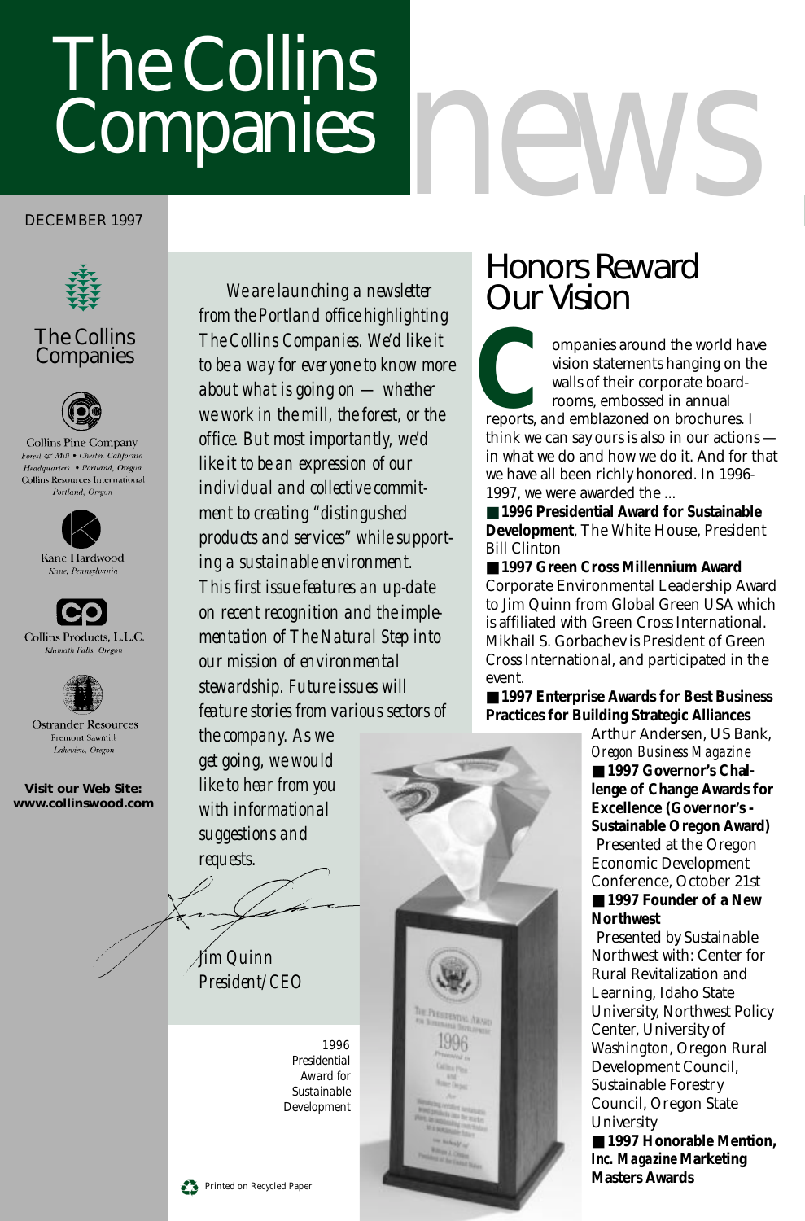# The Collins Companies news

DECEMBER 1997

The Collins Companies

Collins Pine Company
Forest & Mill • Chester, California
Headquarters • Portland, Oregon
Collins Resources International
Portland, Oregon

Kane Hardwood
Kane, Pennsylvania

Collins Products, L.L.C.
Klamath Falls, Oregon

Ostrander Resources
Fremont Sawmill
Lakeview, Oregon

**Visit our Web Site: www.collinswood.com**

*We are launching a newsletter from the Portland office highlighting The Collins Companies. We'd like it to be a way for everyone to know more about what is going on — whether we work in the mill, the forest, or the office. But most importantly, we'd like it to be an expression of our individual and collective commitment to creating "distingushed products and services" while supporting a sustainable environment. This first issue features an up-date on recent recognition and the implementation of The Natural Step into our mission of environmental stewardship. Future issues will feature stories from various sectors of the company. As we get going, we would like to hear from you with informational suggestions and requests.*

*Jim Quinn*
*President/CEO*

## Honors Reward Our Vision

Companies around the world have vision statements hanging on the walls of their corporate boardrooms, embossed in annual reports, and emblazoned on brochures. I think we can say ours is also in our actions — in what we do and how we do it. And for that we have all been richly honored. In 1996-1997, we were awarded the ...

- **1996 Presidential Award for Sustainable Development**, The White House, President Bill Clinton
- **1997 Green Cross Millennium Award** Corporate Environmental Leadership Award to Jim Quinn from Global Green USA which is affiliated with Green Cross International. Mikhail S. Gorbachev is President of Green Cross International, and participated in the event.
- **1997 Enterprise Awards for Best Business Practices for Building Strategic Alliances** Arthur Andersen, US Bank, *Oregon Business Magazine*
- **1997 Governor's Challenge of Change Awards for Excellence (Governor's - Sustainable Oregon Award)** Presented at the Oregon Economic Development Conference, October 21st
- **1997 Founder of a New Northwest** Presented by Sustainable Northwest with: Center for Rural Revitalization and Learning, Idaho State University, Northwest Policy Center, University of Washington, Oregon Rural Development Council, Sustainable Forestry Council, Oregon State University
- **1997 Honorable Mention, *Inc. Magazine* Marketing Masters Awards**

1996 Presidential Award for Sustainable Development

Printed on Recycled Paper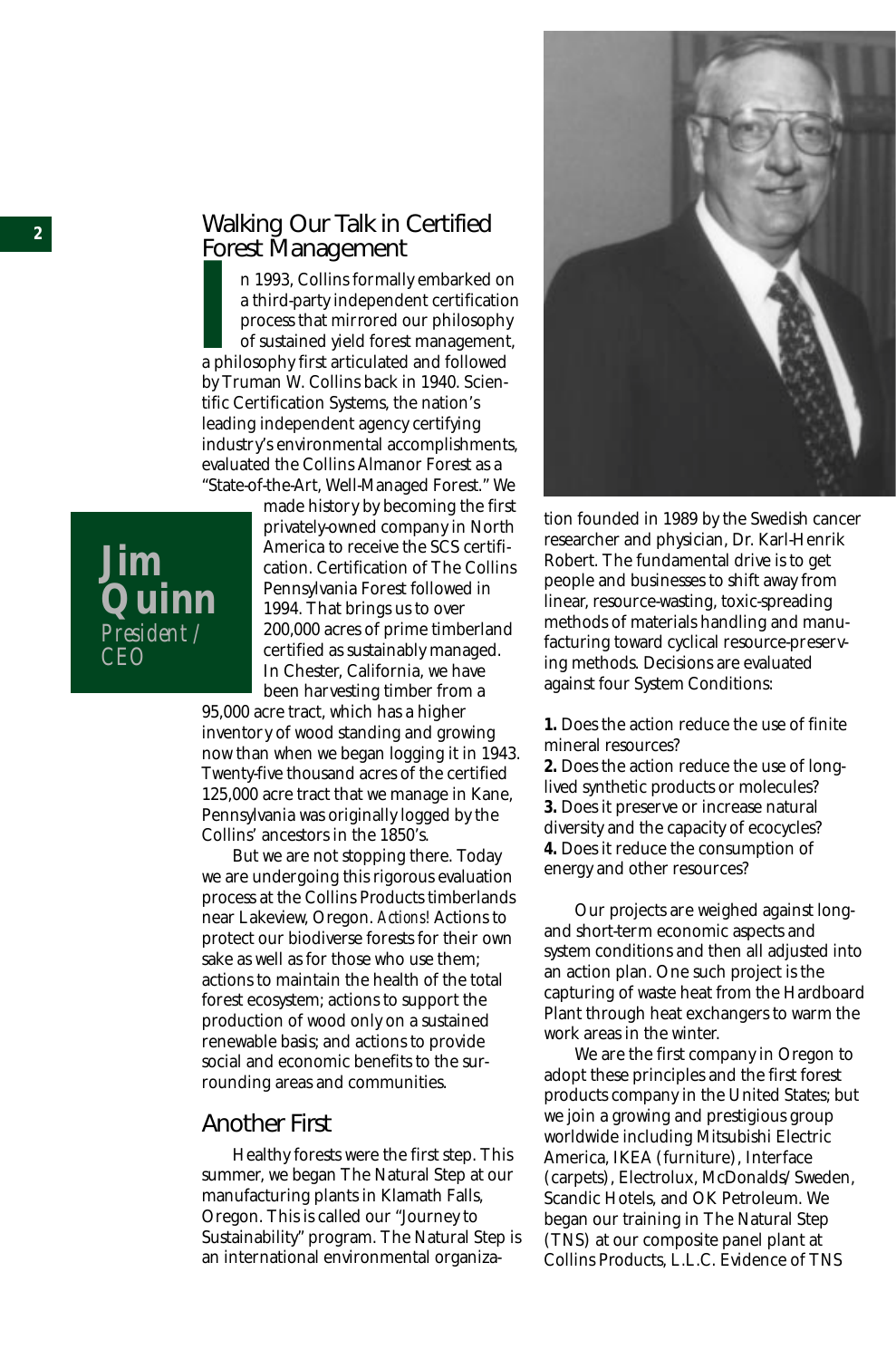## Walking Our Talk in Certified Forest Management

**Jim Quinn**
*President / CEO*

In 1993, Collins formally embarked on a third-party independent certification process that mirrored our philosophy of sustained yield forest management, a philosophy first articulated and followed by Truman W. Collins back in 1940. Scientific Certification Systems, the nation's leading independent agency certifying industry's environmental accomplishments, evaluated the Collins Almanor Forest as a "State-of-the-Art, Well-Managed Forest." We made history by becoming the first privately-owned company in North America to receive the SCS certification. Certification of The Collins Pennsylvania Forest followed in 1994. That brings us to over 200,000 acres of prime timberland certified as sustainably managed. In Chester, California, we have been harvesting timber from a 95,000 acre tract, which has a higher inventory of wood standing and growing now than when we began logging it in 1943. Twenty-five thousand acres of the certified 125,000 acre tract that we manage in Kane, Pennsylvania was originally logged by the Collins' ancestors in the 1850's.

But we are not stopping there. Today we are undergoing this rigorous evaluation process at the Collins Products timberlands near Lakeview, Oregon. *Actions!* Actions to protect our biodiverse forests for their own sake as well as for those who use them; actions to maintain the health of the total forest ecosystem; actions to support the production of wood only on a sustained renewable basis; and actions to provide social and economic benefits to the surrounding areas and communities.

## Another First

Healthy forests were the first step. This summer, we began The Natural Step at our manufacturing plants in Klamath Falls, Oregon. This is called our "Journey to Sustainability" program. The Natural Step is an international environmental organization founded in 1989 by the Swedish cancer researcher and physician, Dr. Karl-Henrik Robert. The fundamental drive is to get people and businesses to shift away from linear, resource-wasting, toxic-spreading methods of materials handling and manufacturing toward cyclical resource-preserving methods. Decisions are evaluated against four System Conditions:

**1.** Does the action reduce the use of finite mineral resources?
**2.** Does the action reduce the use of long-lived synthetic products or molecules?
**3.** Does it preserve or increase natural diversity and the capacity of ecocycles?
**4.** Does it reduce the consumption of energy and other resources?

Our projects are weighed against long- and short-term economic aspects and system conditions and then all adjusted into an action plan. One such project is the capturing of waste heat from the Hardboard Plant through heat exchangers to warm the work areas in the winter.

We are the first company in Oregon to adopt these principles and the first forest products company in the United States; but we join a growing and prestigious group worldwide including Mitsubishi Electric America, IKEA (furniture), Interface (carpets), Electrolux, McDonalds/Sweden, Scandic Hotels, and OK Petroleum. We began our training in The Natural Step (TNS) at our composite panel plant at Collins Products, L.L.C. Evidence of TNS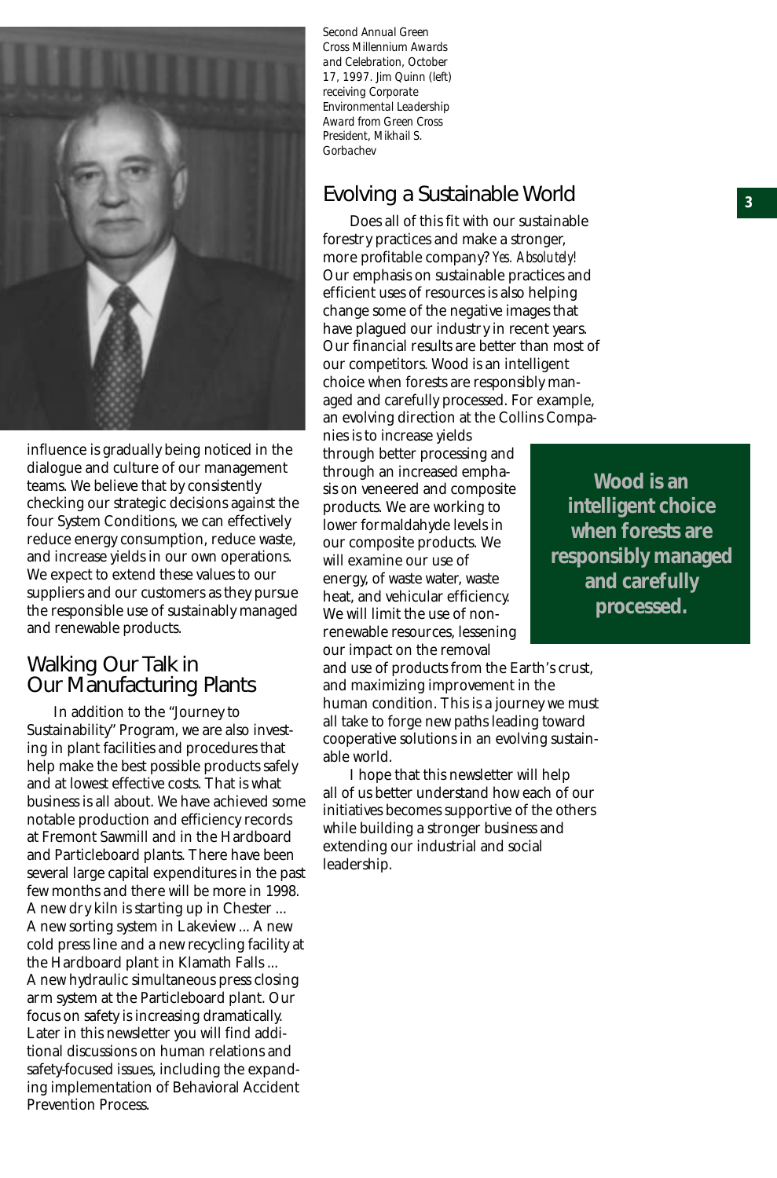influence is gradually being noticed in the dialogue and culture of our management teams. We believe that by consistently checking our strategic decisions against the four System Conditions, we can effectively reduce energy consumption, reduce waste, and increase yields in our own operations. We expect to extend these values to our suppliers and our customers as they pursue the responsible use of sustainably managed and renewable products.

## Walking Our Talk in Our Manufacturing Plants

In addition to the "Journey to Sustainability" Program, we are also investing in plant facilities and procedures that help make the best possible products safely and at lowest effective costs. That is what business is all about. We have achieved some notable production and efficiency records at Fremont Sawmill and in the Hardboard and Particleboard plants. There have been several large capital expenditures in the past few months and there will be more in 1998. A new dry kiln is starting up in Chester ... A new sorting system in Lakeview ... A new cold press line and a new recycling facility at the Hardboard plant in Klamath Falls ... A new hydraulic simultaneous press closing arm system at the Particleboard plant. Our focus on safety is increasing dramatically. Later in this newsletter you will find additional discussions on human relations and safety-focused issues, including the expanding implementation of Behavioral Accident Prevention Process.

*Second Annual Green Cross Millennium Awards and Celebration, October 17, 1997. Jim Quinn (left) receiving Corporate Environmental Leadership Award from Green Cross President, Mikhail S. Gorbachev*

## Evolving a Sustainable World

Does all of this fit with our sustainable forestry practices and make a stronger, more profitable company? *Yes. Absolutely!* Our emphasis on sustainable practices and efficient uses of resources is also helping change some of the negative images that have plagued our industry in recent years. Our financial results are better than most of our competitors. Wood is an intelligent choice when forests are responsibly managed and carefully processed. For example, an evolving direction at the Collins Companies is to increase yields through better processing and through an increased emphasis on veneered and composite products. We are working to lower formaldahyde levels in our composite products. We will examine our use of energy, of waste water, waste heat, and vehicular efficiency. We will limit the use of non-renewable resources, lessening our impact on the removal and use of products from the Earth's crust, and maximizing improvement in the human condition. This is a journey we must all take to forge new paths leading toward cooperative solutions in an evolving sustainable world.

**Wood is an intelligent choice when forests are responsibly managed and carefully processed.**

I hope that this newsletter will help all of us better understand how each of our initiatives becomes supportive of the others while building a stronger business and extending our industrial and social leadership.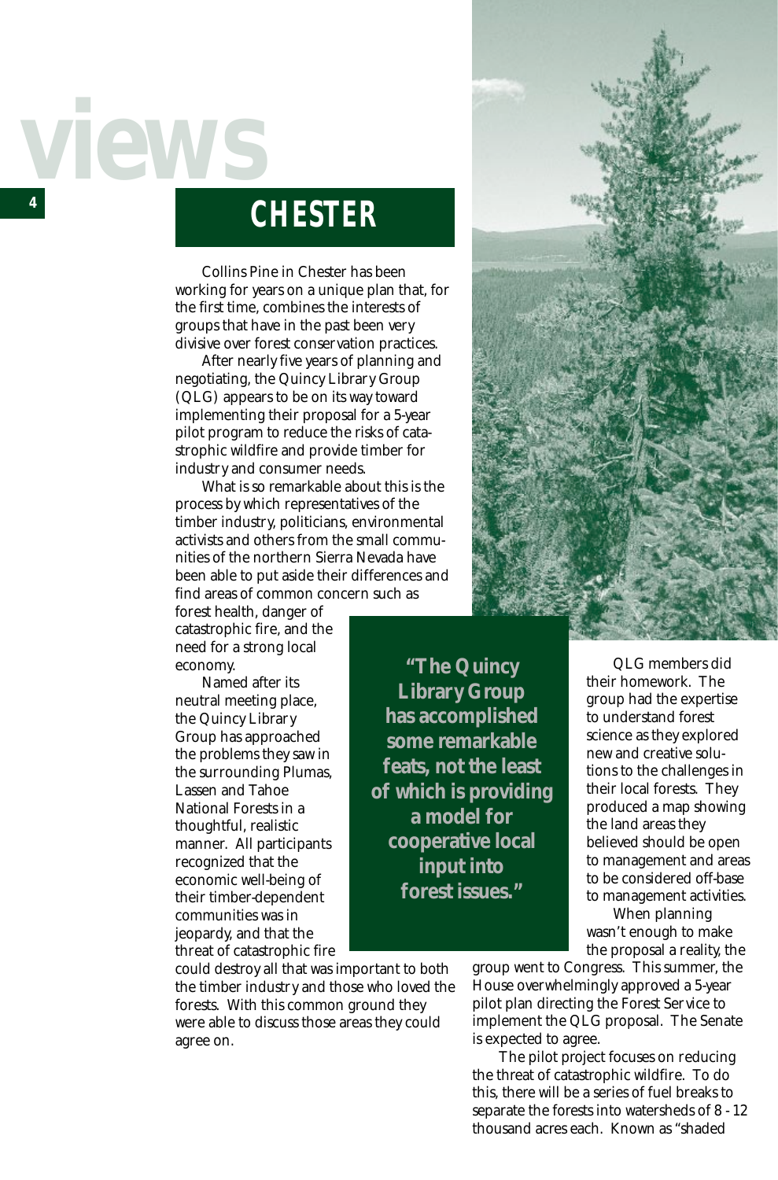# views

## CHESTER

Collins Pine in Chester has been working for years on a unique plan that, for the first time, combines the interests of groups that have in the past been very divisive over forest conservation practices.

After nearly five years of planning and negotiating, the Quincy Library Group (QLG) appears to be on its way toward implementing their proposal for a 5-year pilot program to reduce the risks of catastrophic wildfire and provide timber for industry and consumer needs.

What is so remarkable about this is the process by which representatives of the timber industry, politicians, environmental activists and others from the small communities of the northern Sierra Nevada have been able to put aside their differences and find areas of common concern such as forest health, danger of catastrophic fire, and the need for a strong local economy.

Named after its neutral meeting place, the Quincy Library Group has approached the problems they saw in the surrounding Plumas, Lassen and Tahoe National Forests in a thoughtful, realistic manner. All participants recognized that the economic well-being of their timber-dependent communities was in jeopardy, and that the threat of catastrophic fire could destroy all that was important to both the timber industry and those who loved the forests. With this common ground they were able to discuss those areas they could agree on.

> **"The Quincy Library Group has accomplished some remarkable feats, not the least of which is providing a model for cooperative local input into forest issues."**

QLG members did their homework. The group had the expertise to understand forest science as they explored new and creative solutions to the challenges in their local forests. They produced a map showing the land areas they believed should be open to management and areas to be considered off-base to management activities.

When planning wasn't enough to make the proposal a reality, the group went to Congress. This summer, the House overwhelmingly approved a 5-year pilot plan directing the Forest Service to implement the QLG proposal. The Senate is expected to agree.

The pilot project focuses on reducing the threat of catastrophic wildfire. To do this, there will be a series of fuel breaks to separate the forests into watersheds of 8 - 12 thousand acres each. Known as "shaded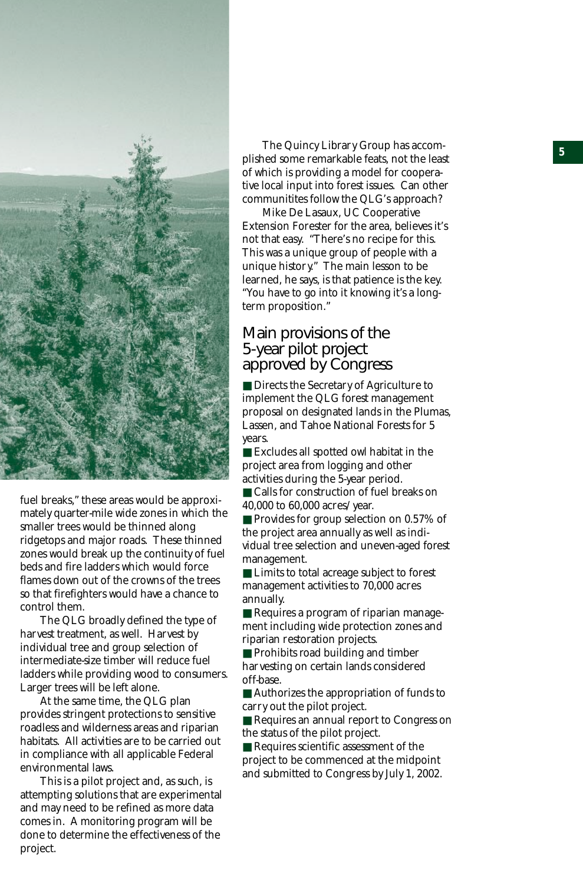fuel breaks," these areas would be approximately quarter-mile wide zones in which the smaller trees would be thinned along ridgetops and major roads. These thinned zones would break up the continuity of fuel beds and fire ladders which would force flames down out of the crowns of the trees so that firefighters would have a chance to control them.

The QLG broadly defined the type of harvest treatment, as well. Harvest by individual tree and group selection of intermediate-size timber will reduce fuel ladders while providing wood to consumers. Larger trees will be left alone.

At the same time, the QLG plan provides stringent protections to sensitive roadless and wilderness areas and riparian habitats. All activities are to be carried out in compliance with all applicable Federal environmental laws.

This is a pilot project and, as such, is attempting solutions that are experimental and may need to be refined as more data comes in. A monitoring program will be done to determine the effectiveness of the project.

The Quincy Library Group has accomplished some remarkable feats, not the least of which is providing a model for cooperative local input into forest issues. Can other communitites follow the QLG's approach?

Mike De Lasaux, UC Cooperative Extension Forester for the area, believes it's not that easy. "There's no recipe for this. This was a unique group of people with a unique history." The main lesson to be learned, he says, is that patience is the key. "You have to go into it knowing it's a long-term proposition."

## Main provisions of the 5-year pilot project approved by Congress

- Directs the Secretary of Agriculture to implement the QLG forest management proposal on designated lands in the Plumas, Lassen, and Tahoe National Forests for 5 years.
- Excludes all spotted owl habitat in the project area from logging and other activities during the 5-year period.
- Calls for construction of fuel breaks on 40,000 to 60,000 acres/year.
- Provides for group selection on 0.57% of the project area annually as well as individual tree selection and uneven-aged forest management.
- Limits to total acreage subject to forest management activities to 70,000 acres annually.
- Requires a program of riparian management including wide protection zones and riparian restoration projects.
- Prohibits road building and timber harvesting on certain lands considered off-base.
- Authorizes the appropriation of funds to carry out the pilot project.
- Requires an annual report to Congress on the status of the pilot project.
- Requires scientific assessment of the project to be commenced at the midpoint and submitted to Congress by July 1, 2002.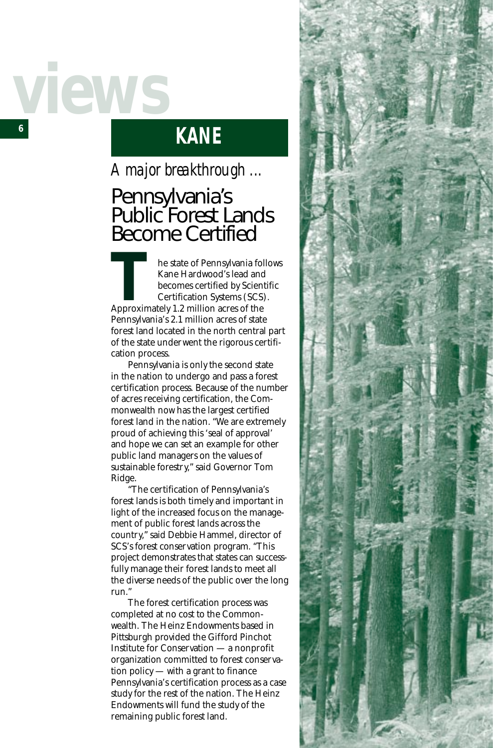views

## KANE

*A major breakthrough …*

# Pennsylvania's Public Forest Lands Become Certified

The state of Pennsylvania follows Kane Hardwood's lead and becomes certified by Scientific Certification Systems (SCS). Approximately 1.2 million acres of the Pennsylvania's 2.1 million acres of state forest land located in the north central part of the state underwent the rigorous certification process.

Pennsylvania is only the second state in the nation to undergo and pass a forest certification process. Because of the number of acres receiving certification, the Commonwealth now has the largest certified forest land in the nation. "We are extremely proud of achieving this 'seal of approval' and hope we can set an example for other public land managers on the values of sustainable forestry," said Governor Tom Ridge.

"The certification of Pennsylvania's forest lands is both timely and important in light of the increased focus on the management of public forest lands across the country," said Debbie Hammel, director of SCS's forest conservation program. "This project demonstrates that states can successfully manage their forest lands to meet all the diverse needs of the public over the long run."

The forest certification process was completed at no cost to the Commonwealth. The Heinz Endowments based in Pittsburgh provided the Gifford Pinchot Institute for Conservation — a nonprofit organization committed to forest conservation policy — with a grant to finance Pennsylvania's certification process as a case study for the rest of the nation. The Heinz Endowments will fund the study of the remaining public forest land.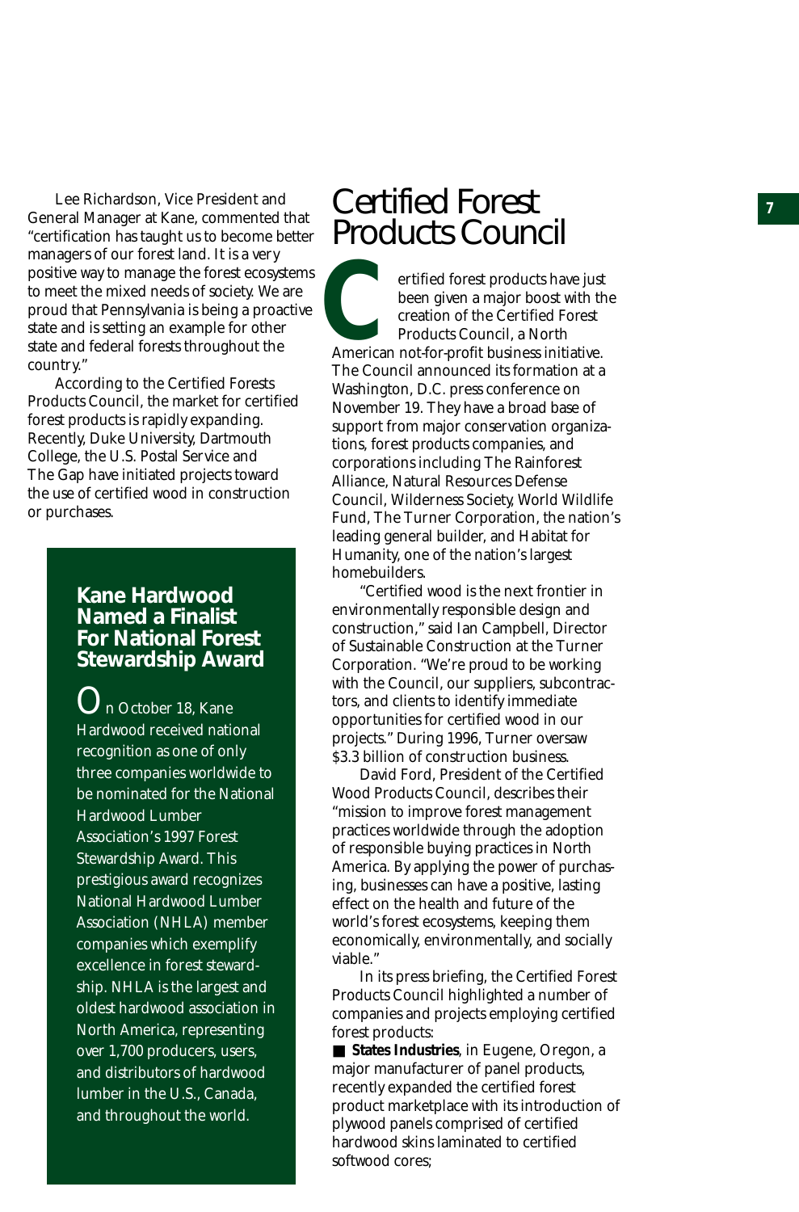Lee Richardson, Vice President and General Manager at Kane, commented that "certification has taught us to become better managers of our forest land. It is a very positive way to manage the forest ecosystems to meet the mixed needs of society. We are proud that Pennsylvania is being a proactive state and is setting an example for other state and federal forests throughout the country."

According to the Certified Forests Products Council, the market for certified forest products is rapidly expanding. Recently, Duke University, Dartmouth College, the U.S. Postal Service and The Gap have initiated projects toward the use of certified wood in construction or purchases.

### Kane Hardwood Named a Finalist For National Forest Stewardship Award

On October 18, Kane Hardwood received national recognition as one of only three companies worldwide to be nominated for the National Hardwood Lumber Association's 1997 Forest Stewardship Award. This prestigious award recognizes National Hardwood Lumber Association (NHLA) member companies which exemplify excellence in forest stewardship. NHLA is the largest and oldest hardwood association in North America, representing over 1,700 producers, users, and distributors of hardwood lumber in the U.S., Canada, and throughout the world.

# Certified Forest Products Council

Certified forest products have just been given a major boost with the creation of the Certified Forest Products Council, a North American not-for-profit business initiative. The Council announced its formation at a Washington, D.C. press conference on November 19. They have a broad base of support from major conservation organizations, forest products companies, and corporations including The Rainforest Alliance, Natural Resources Defense Council, Wilderness Society, World Wildlife Fund, The Turner Corporation, the nation's leading general builder, and Habitat for Humanity, one of the nation's largest homebuilders.

"Certified wood is the next frontier in environmentally responsible design and construction," said Ian Campbell, Director of Sustainable Construction at the Turner Corporation. "We're proud to be working with the Council, our suppliers, subcontractors, and clients to identify immediate opportunities for certified wood in our projects." During 1996, Turner oversaw $3.3 billion of construction business.

David Ford, President of the Certified Wood Products Council, describes their "mission to improve forest management practices worldwide through the adoption of responsible buying practices in North America. By applying the power of purchasing, businesses can have a positive, lasting effect on the health and future of the world's forest ecosystems, keeping them economically, environmentally, and socially viable."

In its press briefing, the Certified Forest Products Council highlighted a number of companies and projects employing certified forest products:

- **States Industries**, in Eugene, Oregon, a major manufacturer of panel products, recently expanded the certified forest product marketplace with its introduction of plywood panels comprised of certified hardwood skins laminated to certified softwood cores;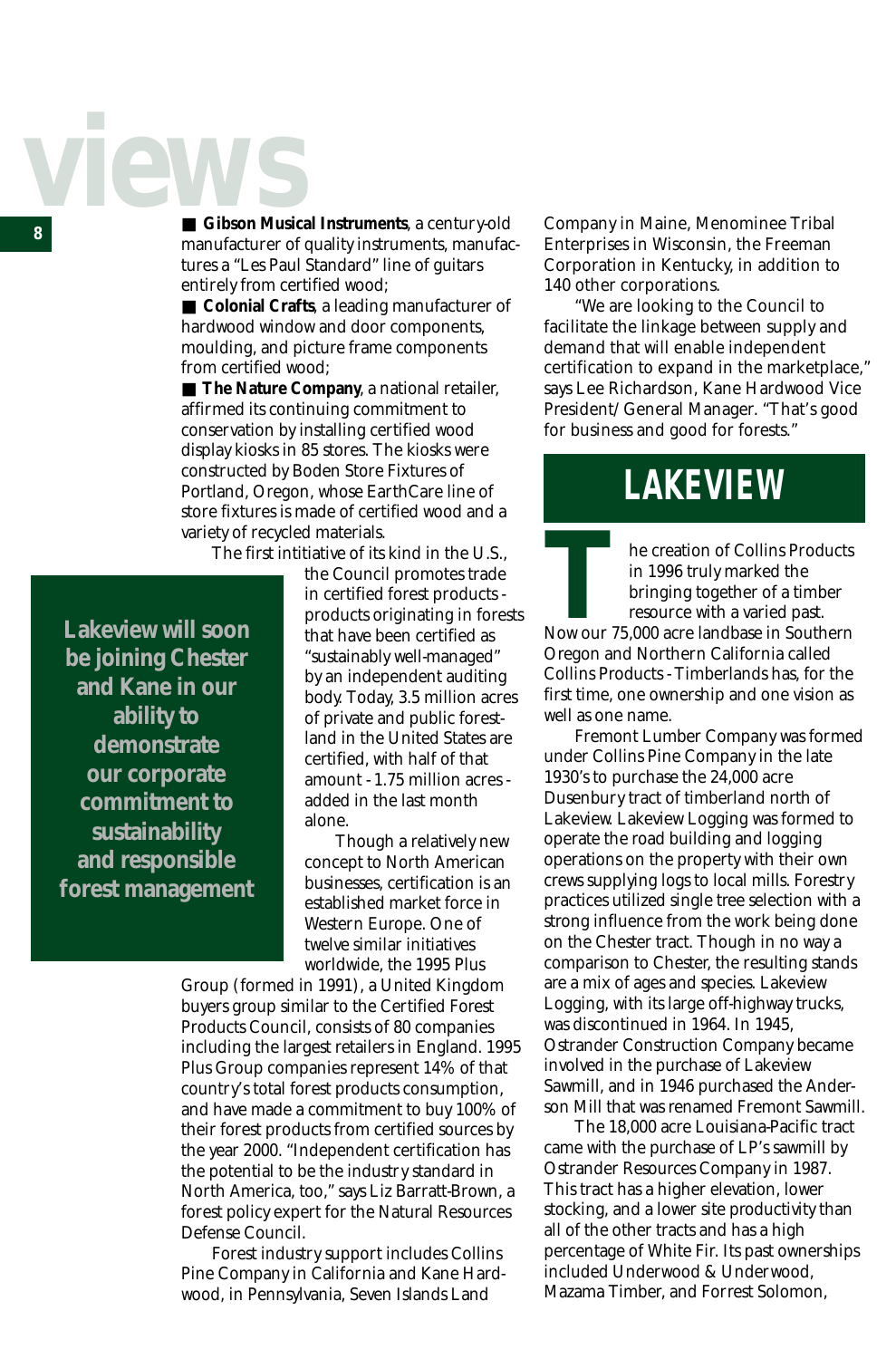- **Gibson Musical Instruments**, a century-old manufacturer of quality instruments, manufactures a "Les Paul Standard" line of guitars entirely from certified wood;
- **Colonial Crafts**, a leading manufacturer of hardwood window and door components, moulding, and picture frame components from certified wood;
- **The Nature Company**, a national retailer, affirmed its continuing commitment to conservation by installing certified wood display kiosks in 85 stores. The kiosks were constructed by Boden Store Fixtures of Portland, Oregon, whose EarthCare line of store fixtures is made of certified wood and a variety of recycled materials.

The first intitiative of its kind in the U.S., the Council promotes trade in certified forest products - products originating in forests that have been certified as "sustainably well-managed" by an independent auditing body. Today, 3.5 million acres of private and public forestland in the United States are certified, with half of that amount - 1.75 million acres - added in the last month alone.

> **Lakeview will soon be joining Chester and Kane in our ability to demonstrate our corporate commitment to sustainability and responsible forest management**

Though a relatively new concept to North American businesses, certification is an established market force in Western Europe. One of twelve similar initiatives worldwide, the 1995 Plus Group (formed in 1991), a United Kingdom buyers group similar to the Certified Forest Products Council, consists of 80 companies including the largest retailers in England. 1995 Plus Group companies represent 14% of that country's total forest products consumption, and have made a commitment to buy 100% of their forest products from certified sources by the year 2000. "Independent certification has the potential to be the industry standard in North America, too," says Liz Barratt-Brown, a forest policy expert for the Natural Resources Defense Council.

Forest industry support includes Collins Pine Company in California and Kane Hardwood, in Pennsylvania, Seven Islands Land Company in Maine, Menominee Tribal Enterprises in Wisconsin, the Freeman Corporation in Kentucky, in addition to 140 other corporations.

"We are looking to the Council to facilitate the linkage between supply and demand that will enable independent certification to expand in the marketplace," says Lee Richardson, Kane Hardwood Vice President/General Manager. "That's good for business and good for forests."

## LAKEVIEW

The creation of Collins Products in 1996 truly marked the bringing together of a timber resource with a varied past. Now our 75,000 acre landbase in Southern Oregon and Northern California called Collins Products - Timberlands has, for the first time, one ownership and one vision as well as one name.

Fremont Lumber Company was formed under Collins Pine Company in the late 1930's to purchase the 24,000 acre Dusenbury tract of timberland north of Lakeview. Lakeview Logging was formed to operate the road building and logging operations on the property with their own crews supplying logs to local mills. Forestry practices utilized single tree selection with a strong influence from the work being done on the Chester tract. Though in no way a comparison to Chester, the resulting stands are a mix of ages and species. Lakeview Logging, with its large off-highway trucks, was discontinued in 1964. In 1945, Ostrander Construction Company became involved in the purchase of Lakeview Sawmill, and in 1946 purchased the Anderson Mill that was renamed Fremont Sawmill.

The 18,000 acre Louisiana-Pacific tract came with the purchase of LP's sawmill by Ostrander Resources Company in 1987. This tract has a higher elevation, lower stocking, and a lower site productivity than all of the other tracts and has a high percentage of White Fir. Its past ownerships included Underwood & Underwood, Mazama Timber, and Forrest Solomon,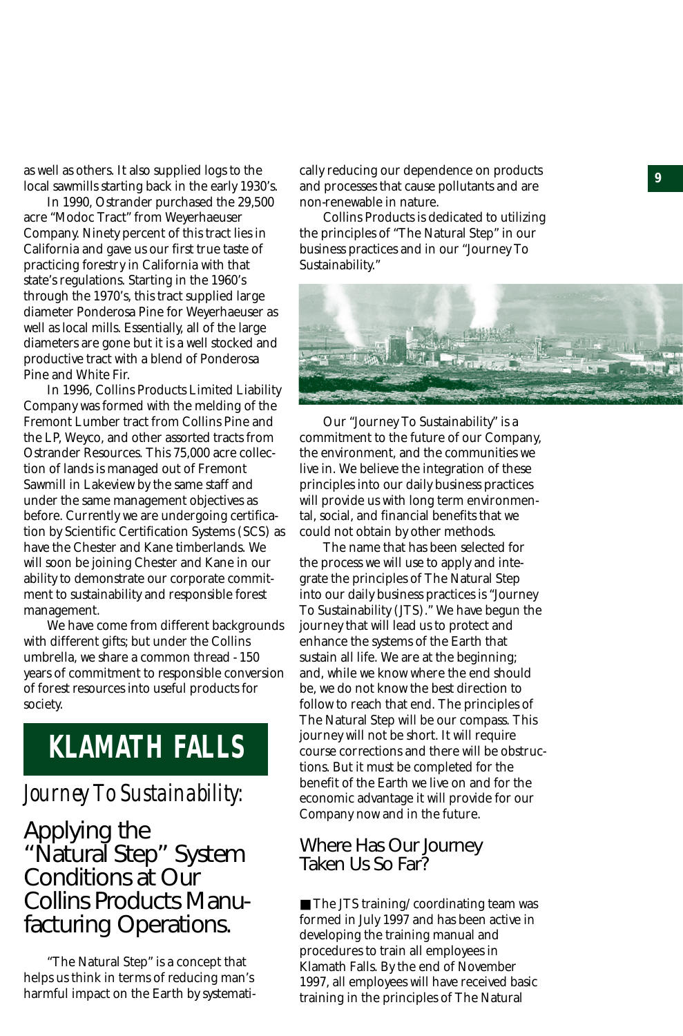as well as others. It also supplied logs to the local sawmills starting back in the early 1930's.

In 1990, Ostrander purchased the 29,500 acre "Modoc Tract" from Weyerhaeuser Company. Ninety percent of this tract lies in California and gave us our first true taste of practicing forestry in California with that state's regulations. Starting in the 1960's through the 1970's, this tract supplied large diameter Ponderosa Pine for Weyerhaeuser as well as local mills. Essentially, all of the large diameters are gone but it is a well stocked and productive tract with a blend of Ponderosa Pine and White Fir.

In 1996, Collins Products Limited Liability Company was formed with the melding of the Fremont Lumber tract from Collins Pine and the LP, Weyco, and other assorted tracts from Ostrander Resources. This 75,000 acre collection of lands is managed out of Fremont Sawmill in Lakeview by the same staff and under the same management objectives as before. Currently we are undergoing certification by Scientific Certification Systems (SCS) as have the Chester and Kane timberlands. We will soon be joining Chester and Kane in our ability to demonstrate our corporate commitment to sustainability and responsible forest management.

We have come from different backgrounds with different gifts; but under the Collins umbrella, we share a common thread - 150 years of commitment to responsible conversion of forest resources into useful products for society.

# KLAMATH FALLS

## *Journey To Sustainability:*

## Applying the "Natural Step" System Conditions at Our Collins Products Manufacturing Operations.

"The Natural Step" is a concept that helps us think in terms of reducing man's harmful impact on the Earth by systematically reducing our dependence on products and processes that cause pollutants and are non-renewable in nature.

Collins Products is dedicated to utilizing the principles of "The Natural Step" in our business practices and in our "Journey To Sustainability."

Our "Journey To Sustainability" is a commitment to the future of our Company, the environment, and the communities we live in. We believe the integration of these principles into our daily business practices will provide us with long term environmental, social, and financial benefits that we could not obtain by other methods.

The name that has been selected for the process we will use to apply and integrate the principles of The Natural Step into our daily business practices is "Journey To Sustainability (JTS)." We have begun the journey that will lead us to protect and enhance the systems of the Earth that sustain all life. We are at the beginning; and, while we know where the end should be, we do not know the best direction to follow to reach that end. The principles of The Natural Step will be our compass. This journey will not be short. It will require course corrections and there will be obstructions. But it must be completed for the benefit of the Earth we live on and for the economic advantage it will provide for our Company now and in the future.

### Where Has Our Journey Taken Us So Far?

- The JTS training/coordinating team was formed in July 1997 and has been active in developing the training manual and procedures to train all employees in Klamath Falls. By the end of November 1997, all employees will have received basic training in the principles of The Natural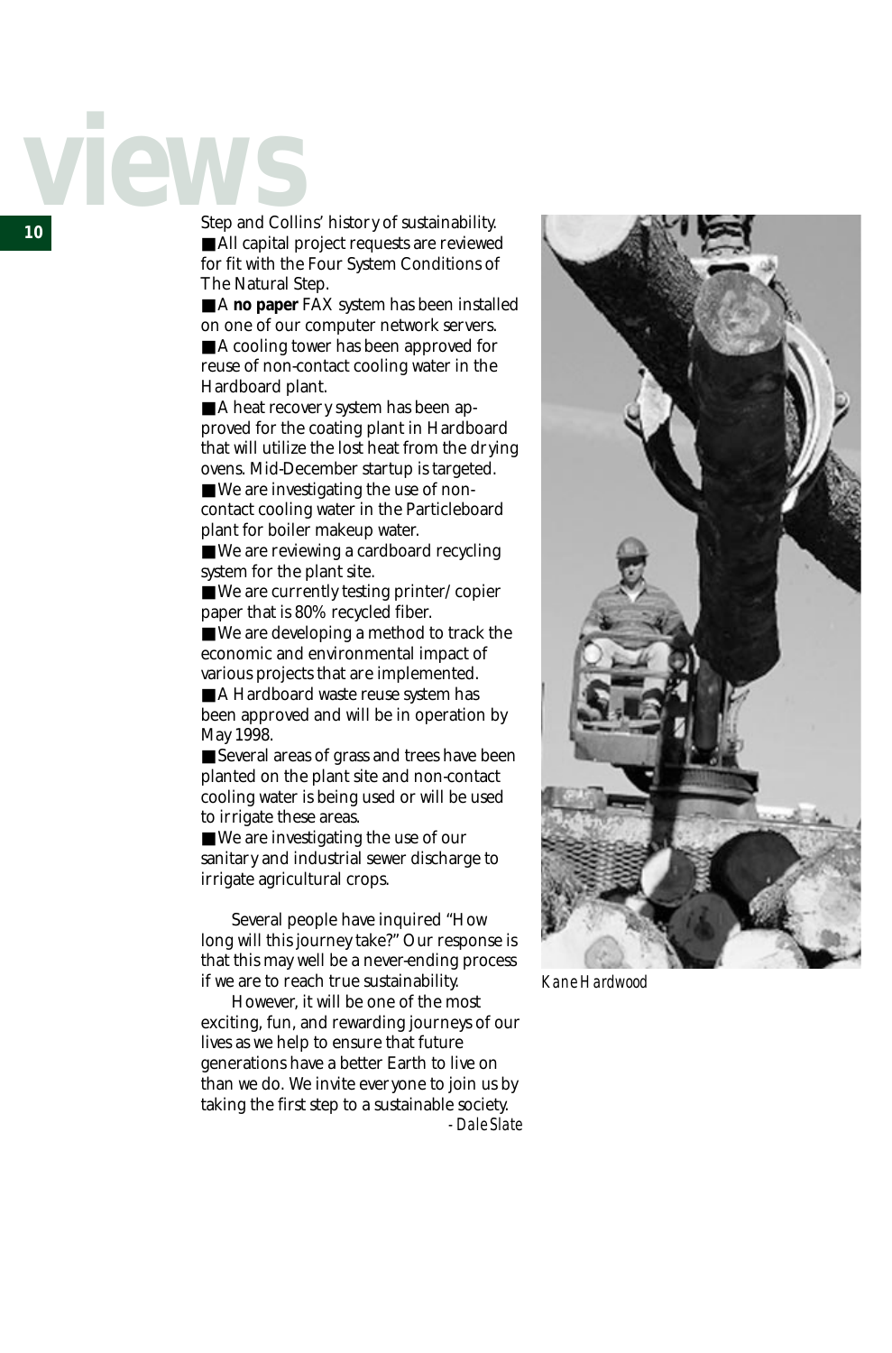Step and Collins' history of sustainability.

- All capital project requests are reviewed for fit with the Four System Conditions of The Natural Step.
- A **no paper** FAX system has been installed on one of our computer network servers.
- A cooling tower has been approved for reuse of non-contact cooling water in the Hardboard plant.
- A heat recovery system has been approved for the coating plant in Hardboard that will utilize the lost heat from the drying ovens. Mid-December startup is targeted.
- We are investigating the use of non-contact cooling water in the Particleboard plant for boiler makeup water.
- We are reviewing a cardboard recycling system for the plant site.
- We are currently testing printer/copier paper that is 80% recycled fiber.
- We are developing a method to track the economic and environmental impact of various projects that are implemented.
- A Hardboard waste reuse system has been approved and will be in operation by May 1998.
- Several areas of grass and trees have been planted on the plant site and non-contact cooling water is being used or will be used to irrigate these areas.
- We are investigating the use of our sanitary and industrial sewer discharge to irrigate agricultural crops.

Several people have inquired "How long will this journey take?" Our response is that this may well be a never-ending process if we are to reach true sustainability.

However, it will be one of the most exciting, fun, and rewarding journeys of our lives as we help to ensure that future generations have a better Earth to live on than we do. We invite everyone to join us by taking the first step to a sustainable society.

*- Dale Slate*

*Kane Hardwood*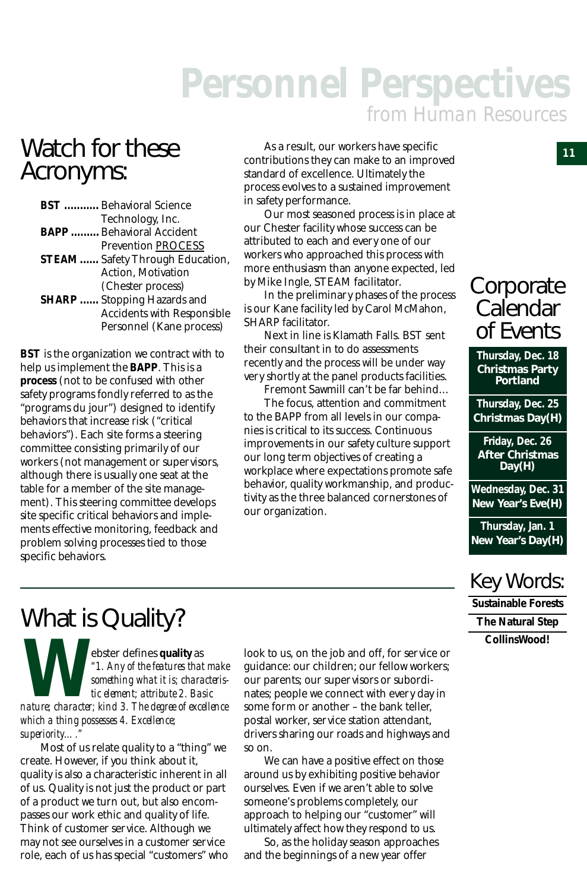# Personnel Perspectives

*from Human Resources*

## Watch for these Acronyms:

- **BST** ........... Behavioral Science Technology, Inc.
- **BAPP** ......... Behavioral Accident Prevention PROCESS
- **STEAM** ...... Safety Through Education, Action, Motivation (Chester process)
- **SHARP** ...... Stopping Hazards and Accidents with Responsible Personnel (Kane process)

**BST** is the organization we contract with to help us implement the **BAPP**. This is a **process** (not to be confused with other safety programs fondly referred to as the "programs du jour") designed to identify behaviors that increase risk ("critical behaviors"). Each site forms a steering committee consisting primarily of our workers (not management or supervisors, although there is usually one seat at the table for a member of the site management). This steering committee develops site specific critical behaviors and implements effective monitoring, feedback and problem solving processes tied to those specific behaviors.

As a result, our workers have specific contributions they can make to an improved standard of excellence. Ultimately the process evolves to a sustained improvement in safety performance.

Our most seasoned process is in place at our Chester facility whose success can be attributed to each and every one of our workers who approached this process with more enthusiasm than anyone expected, led by Mike Ingle, STEAM facilitator.

In the preliminary phases of the process is our Kane facility led by Carol McMahon, SHARP facilitator.

Next in line is Klamath Falls. BST sent their consultant in to do assessments recently and the process will be under way very shortly at the panel products facilities.

Fremont Sawmill can't be far behind…

The focus, attention and commitment to the BAPP from all levels in our companies is critical to its success. Continuous improvements in our safety culture support our long term objectives of creating a workplace where expectations promote safe behavior, quality workmanship, and productivity as the three balanced cornerstones of our organization.

## Corporate Calendar of Events

- **Thursday, Dec. 18 — Christmas Party Portland**
- **Thursday, Dec. 25 — Christmas Day(H)**
- **Friday, Dec. 26 — After Christmas Day(H)**
- **Wednesday, Dec. 31 — New Year's Eve(H)**
- **Thursday, Jan. 1 — New Year's Day(H)**

## Key Words:

- **Sustainable Forests**
- **The Natural Step**
- **CollinsWood!**

## What is Quality?

Webster defines **quality** as *"1. Any of the features that make something what it is; characteristic element; attribute 2. Basic nature; character; kind 3. The degree of excellence which a thing possesses 4. Excellence; superiority…."*

Most of us relate quality to a "thing" we create. However, if you think about it, quality is also a characteristic inherent in all of us. Quality is not just the product or part of a product we turn out, but also encompasses our work ethic and quality of life. Think of customer service. Although we may not see ourselves in a customer service role, each of us has special "customers" who look to us, on the job and off, for service or guidance: our children; our fellow workers; our parents; our supervisors or subordinates; people we connect with every day in some form or another – the bank teller, postal worker, service station attendant, drivers sharing our roads and highways and so on.

We can have a positive effect on those around us by exhibiting positive behavior ourselves. Even if we aren't able to solve someone's problems completely, our approach to helping our "customer" will ultimately affect how they respond to us.

So, as the holiday season approaches and the beginnings of a new year offer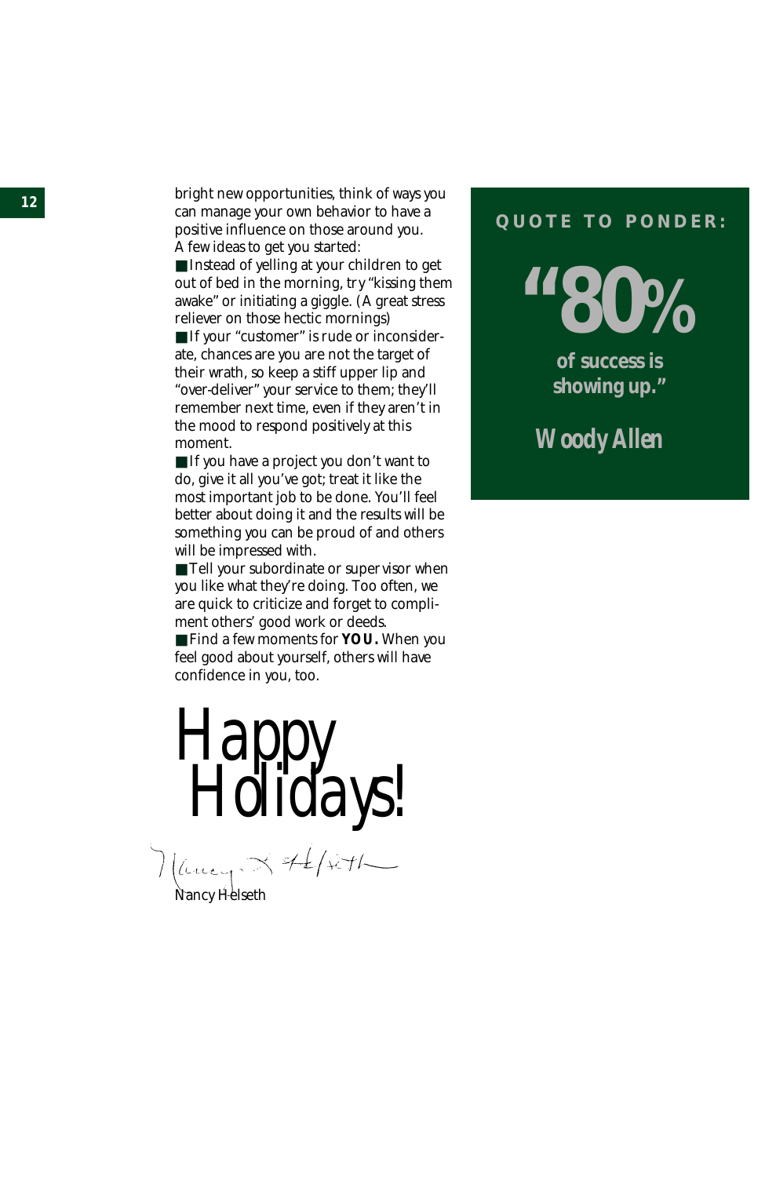bright new opportunities, think of ways you can manage your own behavior to have a positive influence on those around you. A few ideas to get you started:

- Instead of yelling at your children to get out of bed in the morning, try "kissing them awake" or initiating a giggle. (A great stress reliever on those hectic mornings)
- If your "customer" is rude or inconsiderate, chances are you are not the target of their wrath, so keep a stiff upper lip and "over-deliver" your service to them; they'll remember next time, even if they aren't in the mood to respond positively at this moment.
- If you have a project you don't want to do, give it all you've got; treat it like the most important job to be done. You'll feel better about doing it and the results will be something you can be proud of and others will be impressed with.
- Tell your subordinate or supervisor when you like what they're doing. Too often, we are quick to criticize and forget to compliment others' good work or deeds.
- Find a few moments for **YOU.** When you feel good about yourself, others will have confidence in you, too.

# Happy Holidays!

Nancy Helseth

**QUOTE TO PONDER:**

**"80% of success is showing up."**

**Woody Allen**